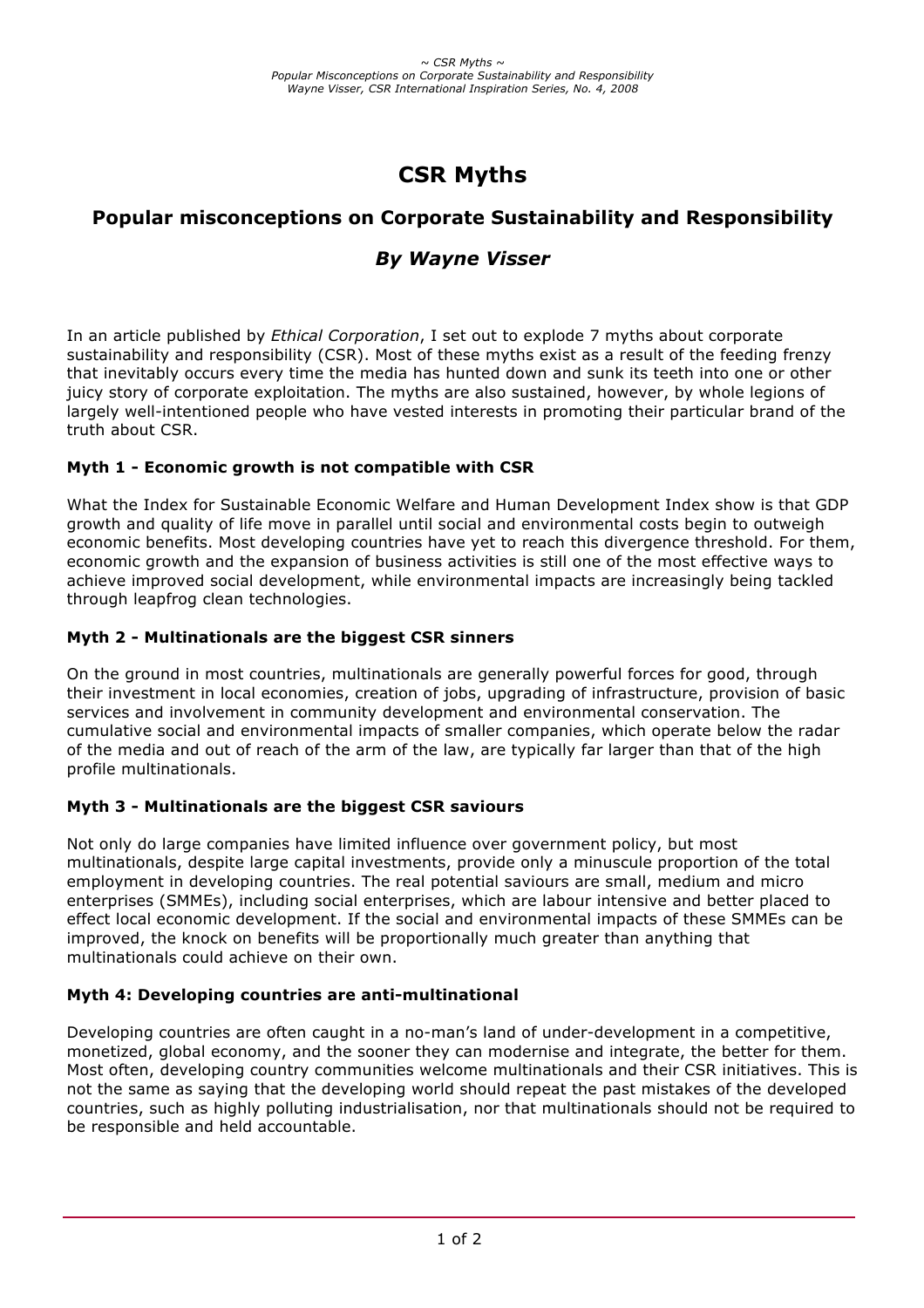# CSR Myths

## Popular misconceptions on Corporate Sustainability and Responsibility

### *By Wayne Visser*

In an article published by *Ethical Corporation*, I set out to explode 7 myths about corporate sustainability and responsibility (CSR). Most of these myths exist as a result of the feeding frenzy that inevitably occurs every time the media has hunted down and sunk its teeth into one or other juicy story of corporate exploitation. The myths are also sustained, however, by whole legions of largely well-intentioned people who have vested interests in promoting their particular brand of the truth about CSR.

**Myth 1 - Economic growth is not compatible with CSR**

What the Index for Sustainable Economic Welfare and Human Development Index show is that GDP growth and quality of life move in parallel until social and environmental costs begin to outweigh economic benefits. Most developing countries have yet to reach this divergence threshold. For them, economic growth and the expansion of business activities is still one of the most effective ways to achieve improved social development, while environmental impacts are increasingly being tackled through leapfrog clean technologies.

**Myth 2 - Multinationals are the biggest CSR sinners**

On the ground in most countries, multinationals are generally powerful forces for good, through their investment in local economies, creation of jobs, upgrading of infrastructure, provision of basic services and involvement in community development and environmental conservation. The cumulative social and environmental impacts of smaller companies, which operate below the radar of the media and out of reach of the arm of the law, are typically far larger than that of the high profile multinationals.

**Myth 3 - Multinationals are the biggest CSR saviours**

Not only do large companies have limited influence over government policy, but most multinationals, despite large capital investments, provide only a minuscule proportion of the total employment in developing countries. The real potential saviours are small, medium and micro enterprises (SMMEs), including social enterprises, which are labour intensive and better placed to effect local economic development. If the social and environmental impacts of these SMMEs can be improved, the knock on benefits will be proportionally much greater than anything that multinationals could achieve on their own.

**Myth 4: Developing countries are anti-multinational**

Developing countries are often caught in a no-man's land of under-development in a competitive, monetized, global economy, and the sooner they can modernise and integrate, the better for them. Most often, developing country communities welcome multinationals and their CSR initiatives. This is not the same as saying that the developing world should repeat the past mistakes of the developed countries, such as highly polluting industrialisation, nor that multinationals should not be required to be responsible and held accountable.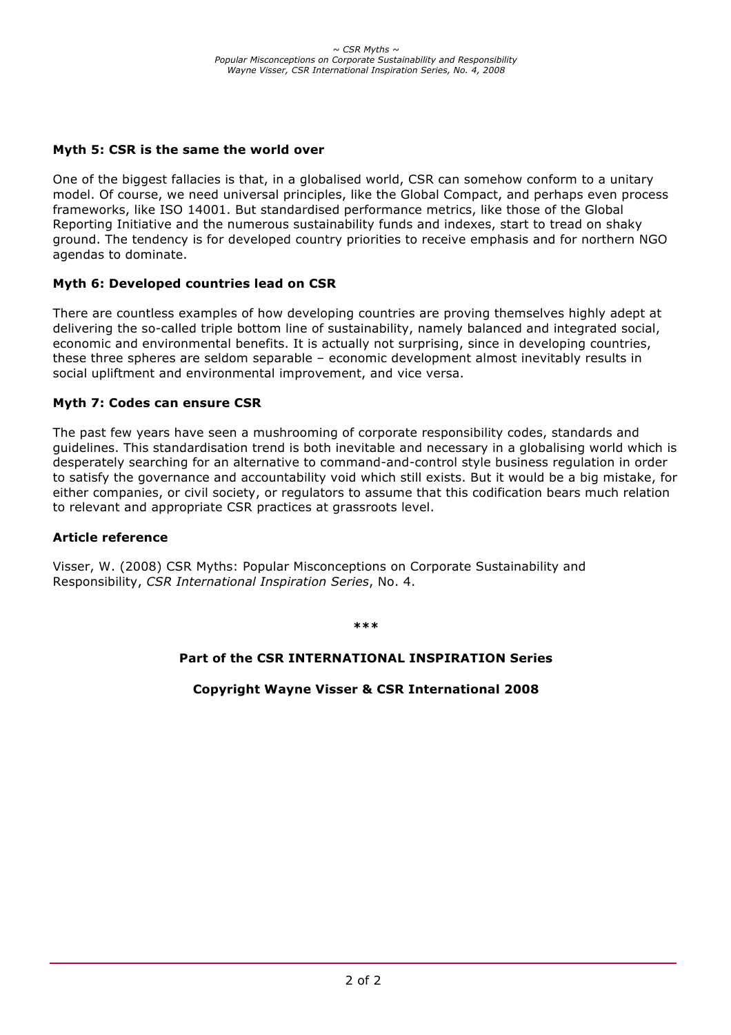**Myth 5: CSR is the same the world over**

One of the biggest fallacies is that, in a globalised world, CSR can somehow conform to a unitary model. Of course, we need universal principles, like the Global Compact, and perhaps even process frameworks, like ISO 14001. But standardised performance metrics, like those of the Global Reporting Initiative and the numerous sustainability funds and indexes, start to tread on shaky ground. The tendency is for developed country priorities to receive emphasis and for northern NGO agendas to dominate.

**Myth 6: Developed countries lead on CSR**

There are countless examples of how developing countries are proving themselves highly adept at delivering the so-called triple bottom line of sustainability, namely balanced and integrated social, economic and environmental benefits. It is actually not surprising, since in developing countries, these three spheres are seldom separable – economic development almost inevitably results in social upliftment and environmental improvement, and vice versa.

**Myth 7: Codes can ensure CSR**

The past few years have seen a mushrooming of corporate responsibility codes, standards and guidelines. This standardisation trend is both inevitable and necessary in a globalising world which is desperately searching for an alternative to command-and-control style business regulation in order to satisfy the governance and accountability void which still exists. But it would be a big mistake, for either companies, or civil society, or regulators to assume that this codification bears much relation to relevant and appropriate CSR practices at grassroots level.

**Article reference**

Visser, W. (2008) CSR Myths: Popular Misconceptions on Corporate Sustainability and Responsibility, *CSR International Inspiration Series*, No. 4.

***

**Part of the CSR INTERNATIONAL INSPIRATION Series**

**Copyright Wayne Visser & CSR International 2008**